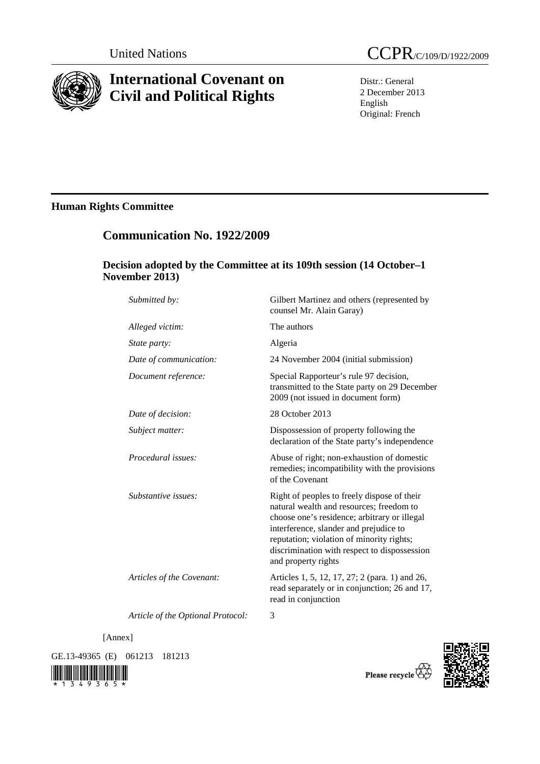United Nations

# CCPR/C/109/D/1922/2009

# International Covenant on Civil and Political Rights

Distr.: General
2 December 2013
English
Original: French

## Human Rights Committee

## Communication No. 1922/2009

### Decision adopted by the Committee at its 109th session (14 October–1 November 2013)

| | |
|---|---|
| *Submitted by:* | Gilbert Martinez and others (represented by counsel Mr. Alain Garay) |
| *Alleged victim:* | The authors |
| *State party:* | Algeria |
| *Date of communication:* | 24 November 2004 (initial submission) |
| *Document reference:* | Special Rapporteur's rule 97 decision, transmitted to the State party on 29 December 2009 (not issued in document form) |
| *Date of decision:* | 28 October 2013 |
| *Subject matter:* | Dispossession of property following the declaration of the State party's independence |
| *Procedural issues:* | Abuse of right; non-exhaustion of domestic remedies; incompatibility with the provisions of the Covenant |
| *Substantive issues:* | Right of peoples to freely dispose of their natural wealth and resources; freedom to choose one's residence; arbitrary or illegal interference, slander and prejudice to reputation; violation of minority rights; discrimination with respect to dispossession and property rights |
| *Articles of the Covenant:* | Articles 1, 5, 12, 17, 27; 2 (para. 1) and 26, read separately or in conjunction; 26 and 17, read in conjunction |
| *Article of the Optional Protocol:* | 3 |

[Annex]

GE.13-49365 (E) 061213 181213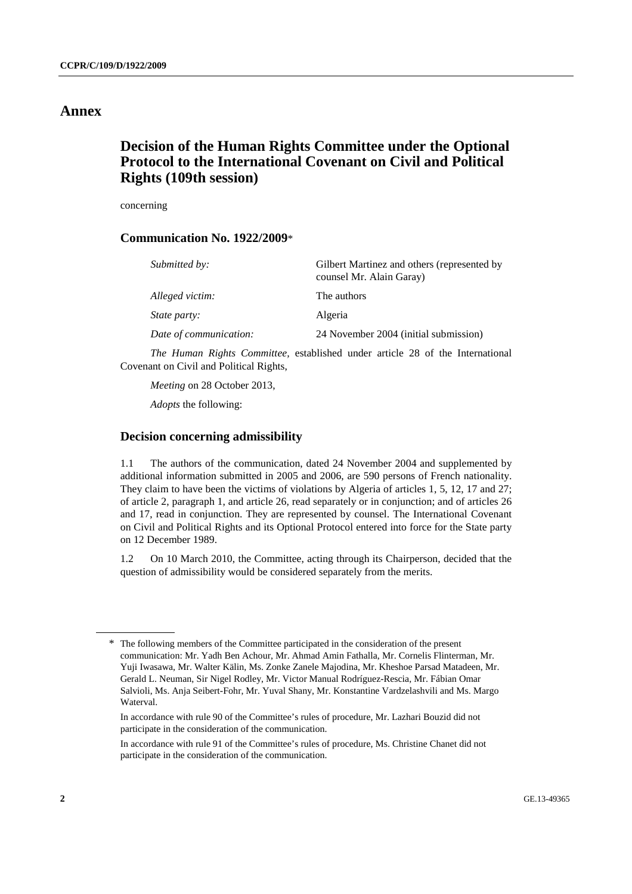# Annex

## Decision of the Human Rights Committee under the Optional Protocol to the International Covenant on Civil and Political Rights (109th session)

concerning

### Communication No. 1922/2009*

| | |
|---|---|
| *Submitted by:* | Gilbert Martinez and others (represented by counsel Mr. Alain Garay) |
| *Alleged victim:* | The authors |
| *State party:* | Algeria |
| *Date of communication:* | 24 November 2004 (initial submission) |

*The Human Rights Committee*, established under article 28 of the International Covenant on Civil and Political Rights,

*Meeting* on 28 October 2013,

*Adopts* the following:

### Decision concerning admissibility

1.1 The authors of the communication, dated 24 November 2004 and supplemented by additional information submitted in 2005 and 2006, are 590 persons of French nationality. They claim to have been the victims of violations by Algeria of articles 1, 5, 12, 17 and 27; of article 2, paragraph 1, and article 26, read separately or in conjunction; and of articles 26 and 17, read in conjunction. They are represented by counsel. The International Covenant on Civil and Political Rights and its Optional Protocol entered into force for the State party on 12 December 1989.

1.2 On 10 March 2010, the Committee, acting through its Chairperson, decided that the question of admissibility would be considered separately from the merits.

---

\* The following members of the Committee participated in the consideration of the present communication: Mr. Yadh Ben Achour, Mr. Ahmad Amin Fathalla, Mr. Cornelis Flinterman, Mr. Yuji Iwasawa, Mr. Walter Kälin, Ms. Zonke Zanele Majodina, Mr. Kheshoe Parsad Matadeen, Mr. Gerald L. Neuman, Sir Nigel Rodley, Mr. Victor Manual Rodríguez-Rescia, Mr. Fábian Omar Salvioli, Ms. Anja Seibert-Fohr, Mr. Yuval Shany, Mr. Konstantine Vardzelashvili and Ms. Margo Waterval.

In accordance with rule 90 of the Committee's rules of procedure, Mr. Lazhari Bouzid did not participate in the consideration of the communication.

In accordance with rule 91 of the Committee's rules of procedure, Ms. Christine Chanet did not participate in the consideration of the communication.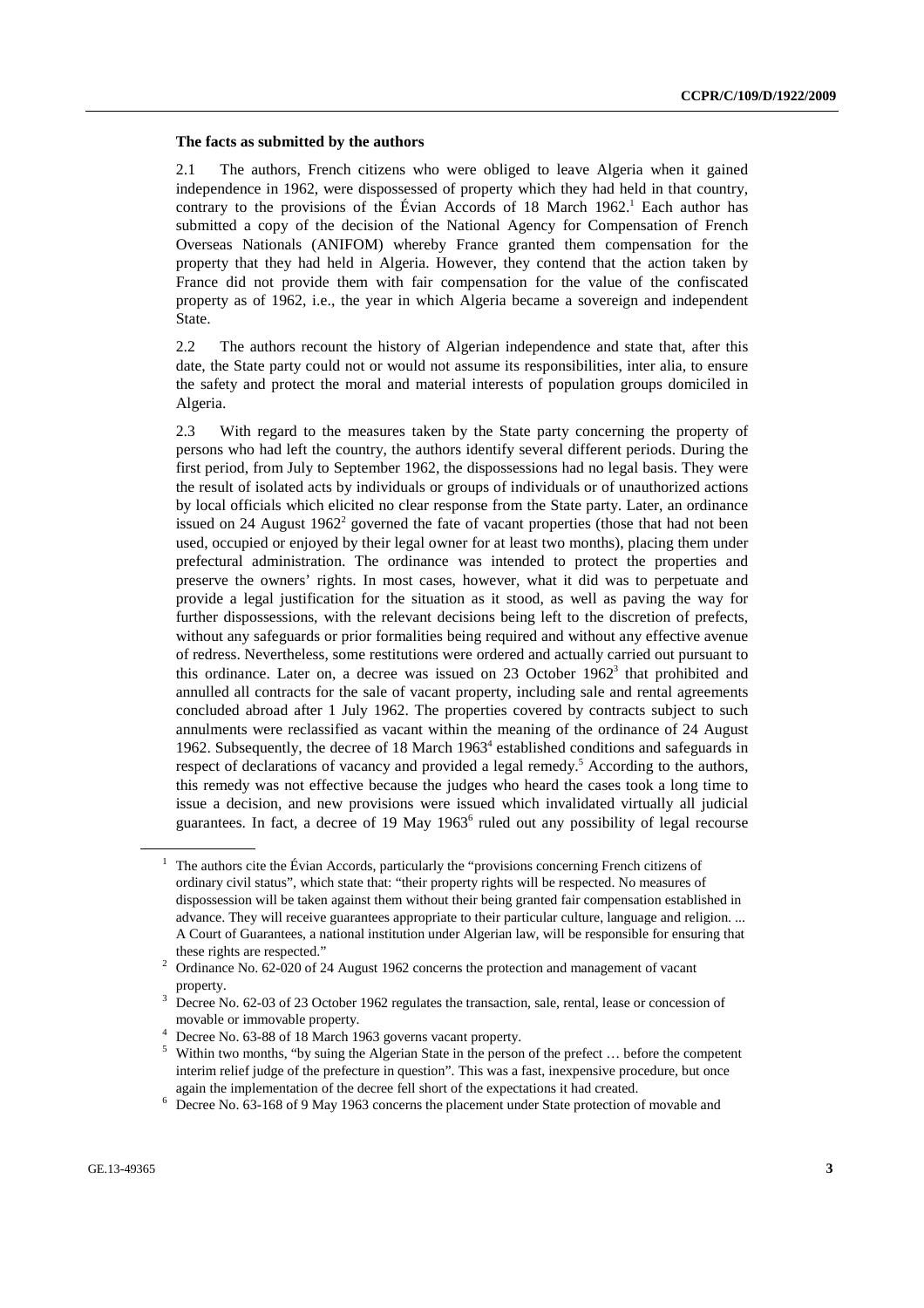### The facts as submitted by the authors

2.1 The authors, French citizens who were obliged to leave Algeria when it gained independence in 1962, were dispossessed of property which they had held in that country, contrary to the provisions of the Évian Accords of 18 March 1962.[1] Each author has submitted a copy of the decision of the National Agency for Compensation of French Overseas Nationals (ANIFOM) whereby France granted them compensation for the property that they had held in Algeria. However, they contend that the action taken by France did not provide them with fair compensation for the value of the confiscated property as of 1962, i.e., the year in which Algeria became a sovereign and independent State.

2.2 The authors recount the history of Algerian independence and state that, after this date, the State party could not or would not assume its responsibilities, inter alia, to ensure the safety and protect the moral and material interests of population groups domiciled in Algeria.

2.3 With regard to the measures taken by the State party concerning the property of persons who had left the country, the authors identify several different periods. During the first period, from July to September 1962, the dispossessions had no legal basis. They were the result of isolated acts by individuals or groups of individuals or of unauthorized actions by local officials which elicited no clear response from the State party. Later, an ordinance issued on 24 August 1962[2] governed the fate of vacant properties (those that had not been used, occupied or enjoyed by their legal owner for at least two months), placing them under prefectural administration. The ordinance was intended to protect the properties and preserve the owners' rights. In most cases, however, what it did was to perpetuate and provide a legal justification for the situation as it stood, as well as paving the way for further dispossessions, with the relevant decisions being left to the discretion of prefects, without any safeguards or prior formalities being required and without any effective avenue of redress. Nevertheless, some restitutions were ordered and actually carried out pursuant to this ordinance. Later on, a decree was issued on 23 October 1962[3] that prohibited and annulled all contracts for the sale of vacant property, including sale and rental agreements concluded abroad after 1 July 1962. The properties covered by contracts subject to such annulments were reclassified as vacant within the meaning of the ordinance of 24 August 1962. Subsequently, the decree of 18 March 1963[4] established conditions and safeguards in respect of declarations of vacancy and provided a legal remedy.[5] According to the authors, this remedy was not effective because the judges who heard the cases took a long time to issue a decision, and new provisions were issued which invalidated virtually all judicial guarantees. In fact, a decree of 19 May 1963[6] ruled out any possibility of legal recourse

---

[1] The authors cite the Évian Accords, particularly the "provisions concerning French citizens of ordinary civil status", which state that: "their property rights will be respected. No measures of dispossession will be taken against them without their being granted fair compensation established in advance. They will receive guarantees appropriate to their particular culture, language and religion. ... A Court of Guarantees, a national institution under Algerian law, will be responsible for ensuring that these rights are respected."

[2] Ordinance No. 62-020 of 24 August 1962 concerns the protection and management of vacant property.

[3] Decree No. 62-03 of 23 October 1962 regulates the transaction, sale, rental, lease or concession of movable or immovable property.

[4] Decree No. 63-88 of 18 March 1963 governs vacant property.

[5] Within two months, "by suing the Algerian State in the person of the prefect … before the competent interim relief judge of the prefecture in question". This was a fast, inexpensive procedure, but once again the implementation of the decree fell short of the expectations it had created.

[6] Decree No. 63-168 of 9 May 1963 concerns the placement under State protection of movable and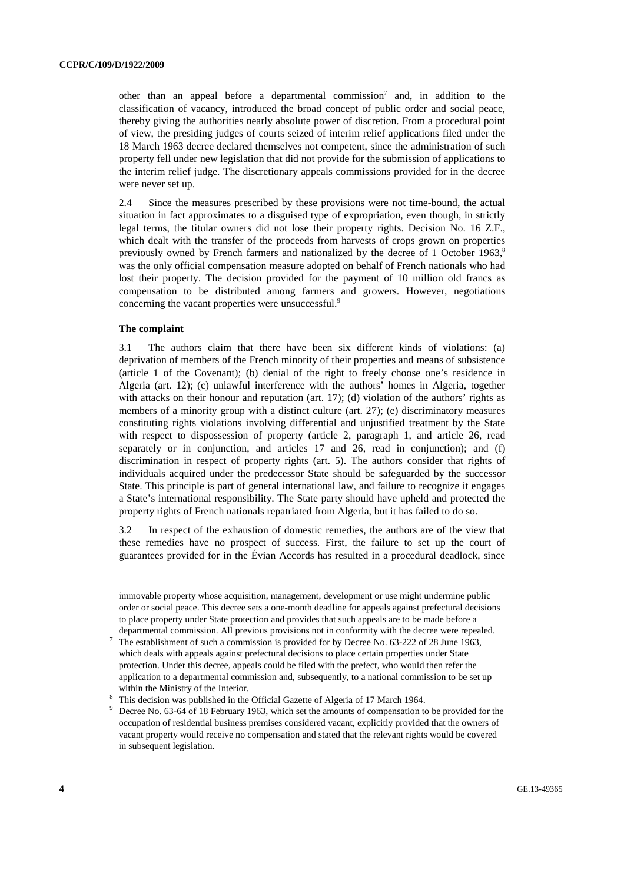other than an appeal before a departmental commission[7] and, in addition to the classification of vacancy, introduced the broad concept of public order and social peace, thereby giving the authorities nearly absolute power of discretion. From a procedural point of view, the presiding judges of courts seized of interim relief applications filed under the 18 March 1963 decree declared themselves not competent, since the administration of such property fell under new legislation that did not provide for the submission of applications to the interim relief judge. The discretionary appeals commissions provided for in the decree were never set up.

2.4 Since the measures prescribed by these provisions were not time-bound, the actual situation in fact approximates to a disguised type of expropriation, even though, in strictly legal terms, the titular owners did not lose their property rights. Decision No. 16 Z.F., which dealt with the transfer of the proceeds from harvests of crops grown on properties previously owned by French farmers and nationalized by the decree of 1 October 1963,[8] was the only official compensation measure adopted on behalf of French nationals who had lost their property. The decision provided for the payment of 10 million old francs as compensation to be distributed among farmers and growers. However, negotiations concerning the vacant properties were unsuccessful.[9]

**The complaint**

3.1 The authors claim that there have been six different kinds of violations: (a) deprivation of members of the French minority of their properties and means of subsistence (article 1 of the Covenant); (b) denial of the right to freely choose one's residence in Algeria (art. 12); (c) unlawful interference with the authors' homes in Algeria, together with attacks on their honour and reputation (art. 17); (d) violation of the authors' rights as members of a minority group with a distinct culture (art. 27); (e) discriminatory measures constituting rights violations involving differential and unjustified treatment by the State with respect to dispossession of property (article 2, paragraph 1, and article 26, read separately or in conjunction, and articles 17 and 26, read in conjunction); and (f) discrimination in respect of property rights (art. 5). The authors consider that rights of individuals acquired under the predecessor State should be safeguarded by the successor State. This principle is part of general international law, and failure to recognize it engages a State's international responsibility. The State party should have upheld and protected the property rights of French nationals repatriated from Algeria, but it has failed to do so.

3.2 In respect of the exhaustion of domestic remedies, the authors are of the view that these remedies have no prospect of success. First, the failure to set up the court of guarantees provided for in the Évian Accords has resulted in a procedural deadlock, since

---

immovable property whose acquisition, management, development or use might undermine public order or social peace. This decree sets a one-month deadline for appeals against prefectural decisions to place property under State protection and provides that such appeals are to be made before a departmental commission. All previous provisions not in conformity with the decree were repealed.

[7] The establishment of such a commission is provided for by Decree No. 63-222 of 28 June 1963, which deals with appeals against prefectural decisions to place certain properties under State protection. Under this decree, appeals could be filed with the prefect, who would then refer the application to a departmental commission and, subsequently, to a national commission to be set up within the Ministry of the Interior.

[8] This decision was published in the Official Gazette of Algeria of 17 March 1964.

[9] Decree No. 63-64 of 18 February 1963, which set the amounts of compensation to be provided for the occupation of residential business premises considered vacant, explicitly provided that the owners of vacant property would receive no compensation and stated that the relevant rights would be covered in subsequent legislation.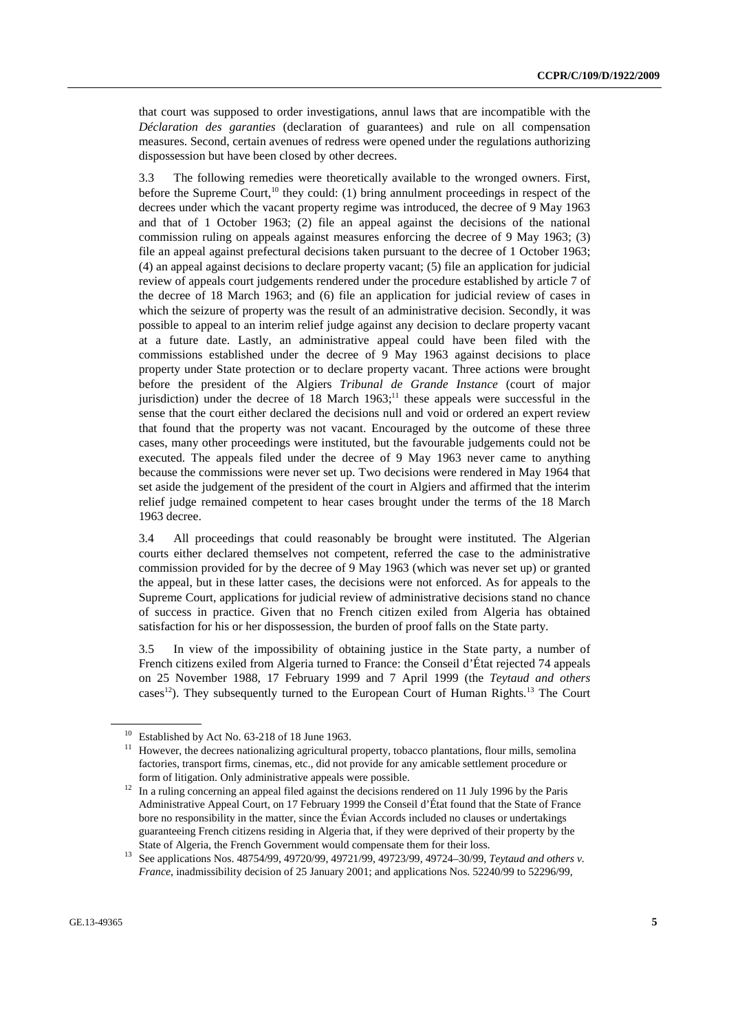that court was supposed to order investigations, annul laws that are incompatible with the *Déclaration des garanties* (declaration of guarantees) and rule on all compensation measures. Second, certain avenues of redress were opened under the regulations authorizing dispossession but have been closed by other decrees.

3.3 The following remedies were theoretically available to the wronged owners. First, before the Supreme Court,[10] they could: (1) bring annulment proceedings in respect of the decrees under which the vacant property regime was introduced, the decree of 9 May 1963 and that of 1 October 1963; (2) file an appeal against the decisions of the national commission ruling on appeals against measures enforcing the decree of 9 May 1963; (3) file an appeal against prefectural decisions taken pursuant to the decree of 1 October 1963; (4) an appeal against decisions to declare property vacant; (5) file an application for judicial review of appeals court judgements rendered under the procedure established by article 7 of the decree of 18 March 1963; and (6) file an application for judicial review of cases in which the seizure of property was the result of an administrative decision. Secondly, it was possible to appeal to an interim relief judge against any decision to declare property vacant at a future date. Lastly, an administrative appeal could have been filed with the commissions established under the decree of 9 May 1963 against decisions to place property under State protection or to declare property vacant. Three actions were brought before the president of the Algiers *Tribunal de Grande Instance* (court of major jurisdiction) under the decree of 18 March 1963;[11] these appeals were successful in the sense that the court either declared the decisions null and void or ordered an expert review that found that the property was not vacant. Encouraged by the outcome of these three cases, many other proceedings were instituted, but the favourable judgements could not be executed. The appeals filed under the decree of 9 May 1963 never came to anything because the commissions were never set up. Two decisions were rendered in May 1964 that set aside the judgement of the president of the court in Algiers and affirmed that the interim relief judge remained competent to hear cases brought under the terms of the 18 March 1963 decree.

3.4 All proceedings that could reasonably be brought were instituted. The Algerian courts either declared themselves not competent, referred the case to the administrative commission provided for by the decree of 9 May 1963 (which was never set up) or granted the appeal, but in these latter cases, the decisions were not enforced. As for appeals to the Supreme Court, applications for judicial review of administrative decisions stand no chance of success in practice. Given that no French citizen exiled from Algeria has obtained satisfaction for his or her dispossession, the burden of proof falls on the State party.

3.5 In view of the impossibility of obtaining justice in the State party, a number of French citizens exiled from Algeria turned to France: the Conseil d'État rejected 74 appeals on 25 November 1988, 17 February 1999 and 7 April 1999 (the *Teytaud and others* cases[12]). They subsequently turned to the European Court of Human Rights.[13] The Court

---

[10] Established by Act No. 63-218 of 18 June 1963.

[11] However, the decrees nationalizing agricultural property, tobacco plantations, flour mills, semolina factories, transport firms, cinemas, etc., did not provide for any amicable settlement procedure or form of litigation. Only administrative appeals were possible.

[12] In a ruling concerning an appeal filed against the decisions rendered on 11 July 1996 by the Paris Administrative Appeal Court, on 17 February 1999 the Conseil d'État found that the State of France bore no responsibility in the matter, since the Évian Accords included no clauses or undertakings guaranteeing French citizens residing in Algeria that, if they were deprived of their property by the State of Algeria, the French Government would compensate them for their loss.

[13] See applications Nos. 48754/99, 49720/99, 49721/99, 49723/99, 49724–30/99, *Teytaud and others v. France*, inadmissibility decision of 25 January 2001; and applications Nos. 52240/99 to 52296/99,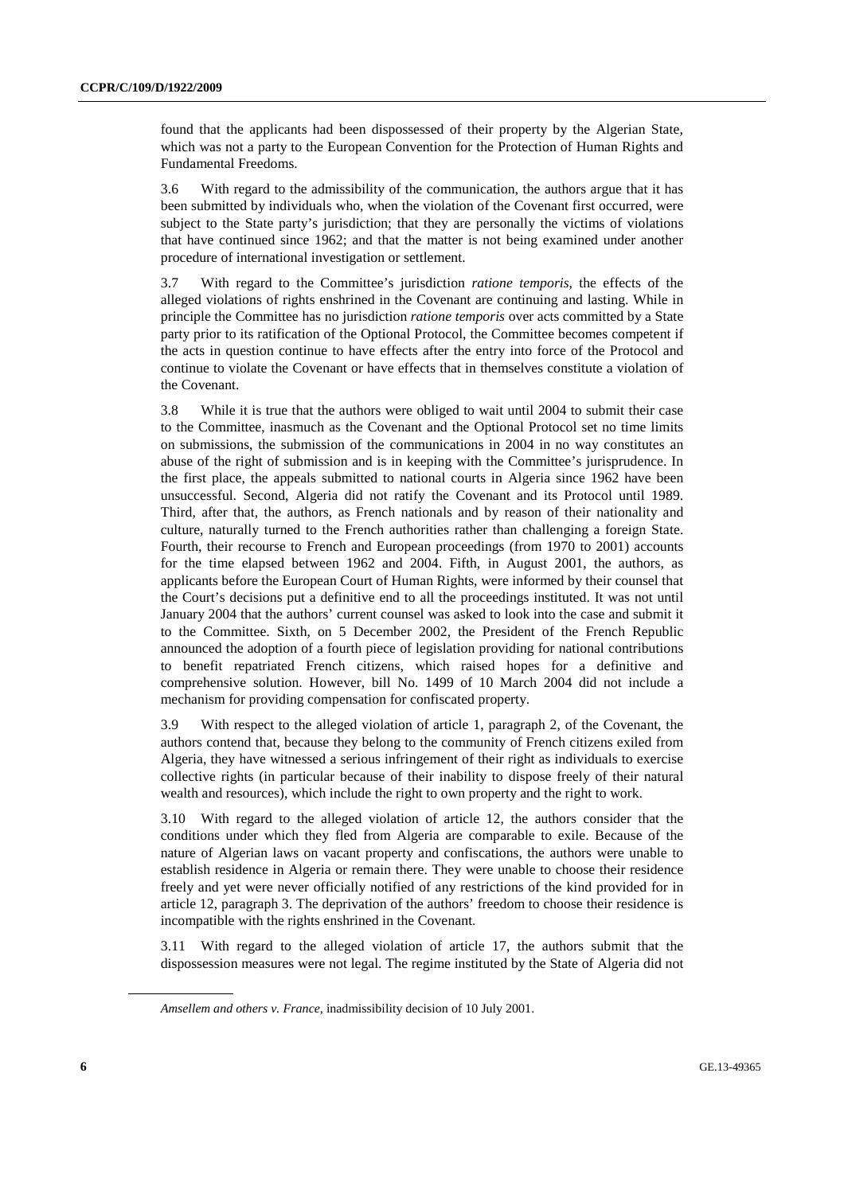found that the applicants had been dispossessed of their property by the Algerian State, which was not a party to the European Convention for the Protection of Human Rights and Fundamental Freedoms.

3.6 With regard to the admissibility of the communication, the authors argue that it has been submitted by individuals who, when the violation of the Covenant first occurred, were subject to the State party's jurisdiction; that they are personally the victims of violations that have continued since 1962; and that the matter is not being examined under another procedure of international investigation or settlement.

3.7 With regard to the Committee's jurisdiction *ratione temporis*, the effects of the alleged violations of rights enshrined in the Covenant are continuing and lasting. While in principle the Committee has no jurisdiction *ratione temporis* over acts committed by a State party prior to its ratification of the Optional Protocol, the Committee becomes competent if the acts in question continue to have effects after the entry into force of the Protocol and continue to violate the Covenant or have effects that in themselves constitute a violation of the Covenant.

3.8 While it is true that the authors were obliged to wait until 2004 to submit their case to the Committee, inasmuch as the Covenant and the Optional Protocol set no time limits on submissions, the submission of the communications in 2004 in no way constitutes an abuse of the right of submission and is in keeping with the Committee's jurisprudence. In the first place, the appeals submitted to national courts in Algeria since 1962 have been unsuccessful. Second, Algeria did not ratify the Covenant and its Protocol until 1989. Third, after that, the authors, as French nationals and by reason of their nationality and culture, naturally turned to the French authorities rather than challenging a foreign State. Fourth, their recourse to French and European proceedings (from 1970 to 2001) accounts for the time elapsed between 1962 and 2004. Fifth, in August 2001, the authors, as applicants before the European Court of Human Rights, were informed by their counsel that the Court's decisions put a definitive end to all the proceedings instituted. It was not until January 2004 that the authors' current counsel was asked to look into the case and submit it to the Committee. Sixth, on 5 December 2002, the President of the French Republic announced the adoption of a fourth piece of legislation providing for national contributions to benefit repatriated French citizens, which raised hopes for a definitive and comprehensive solution. However, bill No. 1499 of 10 March 2004 did not include a mechanism for providing compensation for confiscated property.

3.9 With respect to the alleged violation of article 1, paragraph 2, of the Covenant, the authors contend that, because they belong to the community of French citizens exiled from Algeria, they have witnessed a serious infringement of their right as individuals to exercise collective rights (in particular because of their inability to dispose freely of their natural wealth and resources), which include the right to own property and the right to work.

3.10 With regard to the alleged violation of article 12, the authors consider that the conditions under which they fled from Algeria are comparable to exile. Because of the nature of Algerian laws on vacant property and confiscations, the authors were unable to establish residence in Algeria or remain there. They were unable to choose their residence freely and yet were never officially notified of any restrictions of the kind provided for in article 12, paragraph 3. The deprivation of the authors' freedom to choose their residence is incompatible with the rights enshrined in the Covenant.

3.11 With regard to the alleged violation of article 17, the authors submit that the dispossession measures were not legal. The regime instituted by the State of Algeria did not

---

*Amsellem and others v. France*, inadmissibility decision of 10 July 2001.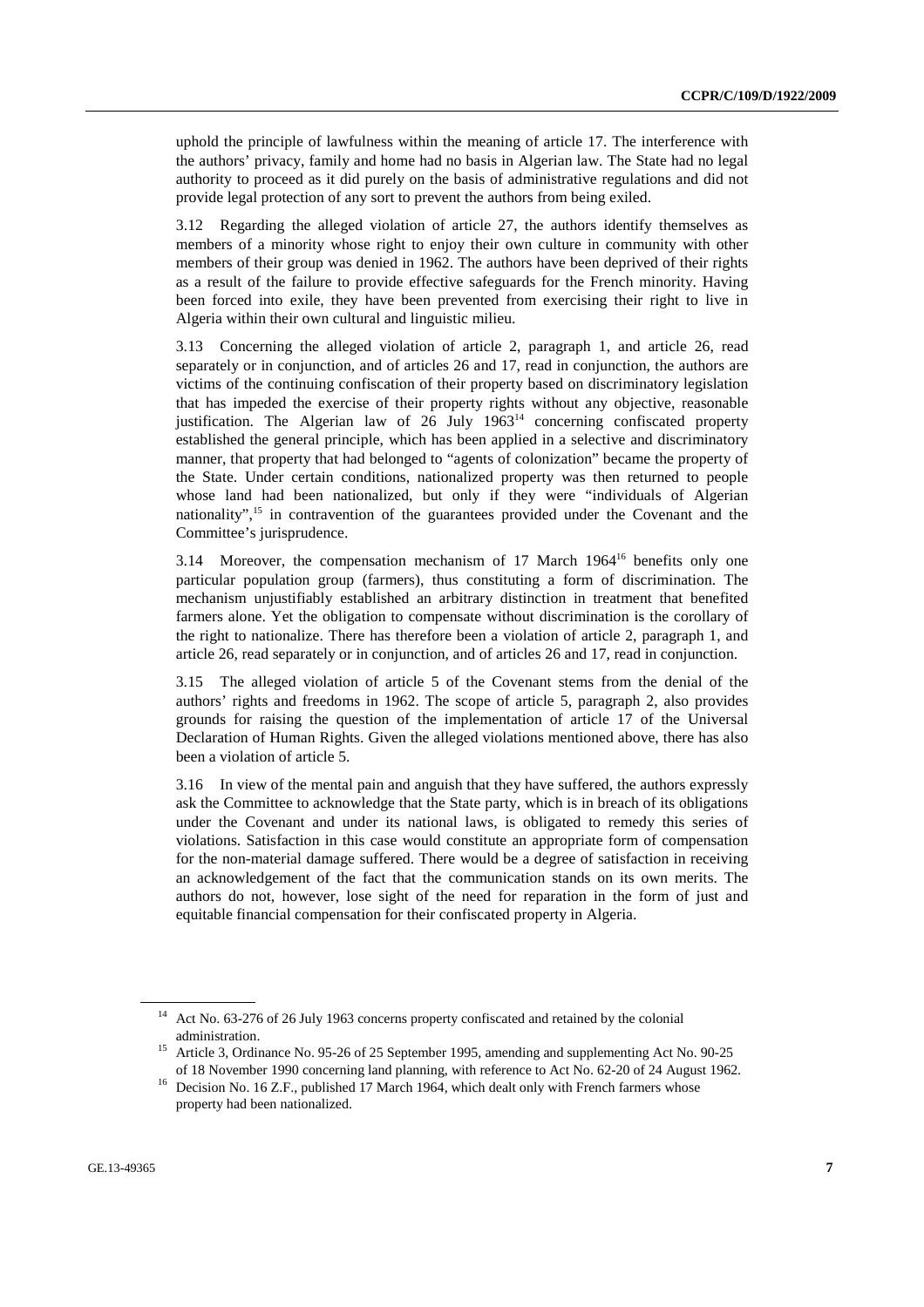uphold the principle of lawfulness within the meaning of article 17. The interference with the authors' privacy, family and home had no basis in Algerian law. The State had no legal authority to proceed as it did purely on the basis of administrative regulations and did not provide legal protection of any sort to prevent the authors from being exiled.

3.12 Regarding the alleged violation of article 27, the authors identify themselves as members of a minority whose right to enjoy their own culture in community with other members of their group was denied in 1962. The authors have been deprived of their rights as a result of the failure to provide effective safeguards for the French minority. Having been forced into exile, they have been prevented from exercising their right to live in Algeria within their own cultural and linguistic milieu.

3.13 Concerning the alleged violation of article 2, paragraph 1, and article 26, read separately or in conjunction, and of articles 26 and 17, read in conjunction, the authors are victims of the continuing confiscation of their property based on discriminatory legislation that has impeded the exercise of their property rights without any objective, reasonable justification. The Algerian law of 26 July 1963[14] concerning confiscated property established the general principle, which has been applied in a selective and discriminatory manner, that property that had belonged to "agents of colonization" became the property of the State. Under certain conditions, nationalized property was then returned to people whose land had been nationalized, but only if they were "individuals of Algerian nationality",[15] in contravention of the guarantees provided under the Covenant and the Committee's jurisprudence.

3.14 Moreover, the compensation mechanism of 17 March 1964[16] benefits only one particular population group (farmers), thus constituting a form of discrimination. The mechanism unjustifiably established an arbitrary distinction in treatment that benefited farmers alone. Yet the obligation to compensate without discrimination is the corollary of the right to nationalize. There has therefore been a violation of article 2, paragraph 1, and article 26, read separately or in conjunction, and of articles 26 and 17, read in conjunction.

3.15 The alleged violation of article 5 of the Covenant stems from the denial of the authors' rights and freedoms in 1962. The scope of article 5, paragraph 2, also provides grounds for raising the question of the implementation of article 17 of the Universal Declaration of Human Rights. Given the alleged violations mentioned above, there has also been a violation of article 5.

3.16 In view of the mental pain and anguish that they have suffered, the authors expressly ask the Committee to acknowledge that the State party, which is in breach of its obligations under the Covenant and under its national laws, is obligated to remedy this series of violations. Satisfaction in this case would constitute an appropriate form of compensation for the non-material damage suffered. There would be a degree of satisfaction in receiving an acknowledgement of the fact that the communication stands on its own merits. The authors do not, however, lose sight of the need for reparation in the form of just and equitable financial compensation for their confiscated property in Algeria.

---

[14] Act No. 63-276 of 26 July 1963 concerns property confiscated and retained by the colonial administration.

[15] Article 3, Ordinance No. 95-26 of 25 September 1995, amending and supplementing Act No. 90-25 of 18 November 1990 concerning land planning, with reference to Act No. 62-20 of 24 August 1962.

[16] Decision No. 16 Z.F., published 17 March 1964, which dealt only with French farmers whose property had been nationalized.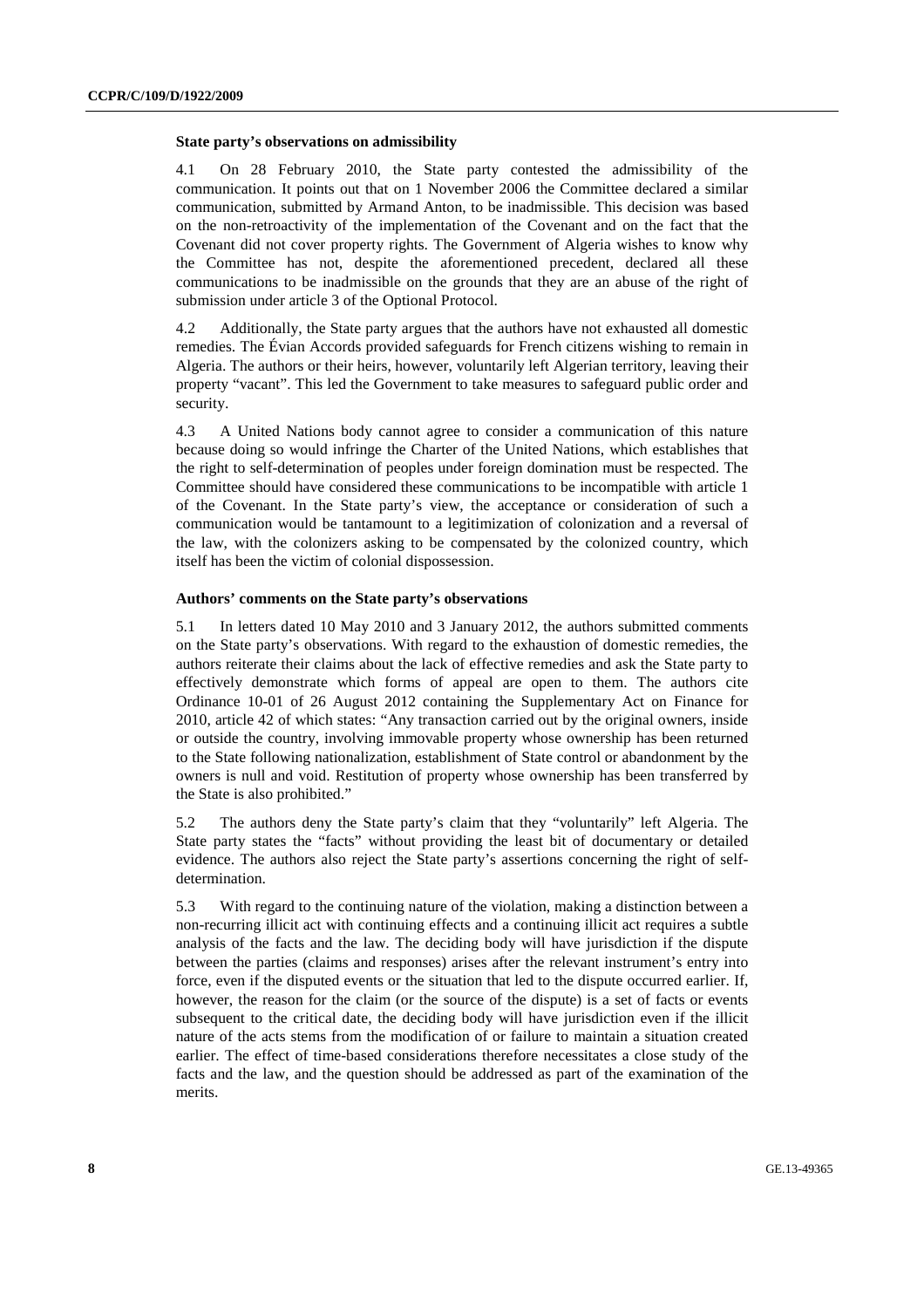**State party's observations on admissibility**

4.1 On 28 February 2010, the State party contested the admissibility of the communication. It points out that on 1 November 2006 the Committee declared a similar communication, submitted by Armand Anton, to be inadmissible. This decision was based on the non-retroactivity of the implementation of the Covenant and on the fact that the Covenant did not cover property rights. The Government of Algeria wishes to know why the Committee has not, despite the aforementioned precedent, declared all these communications to be inadmissible on the grounds that they are an abuse of the right of submission under article 3 of the Optional Protocol.

4.2 Additionally, the State party argues that the authors have not exhausted all domestic remedies. The Évian Accords provided safeguards for French citizens wishing to remain in Algeria. The authors or their heirs, however, voluntarily left Algerian territory, leaving their property "vacant". This led the Government to take measures to safeguard public order and security.

4.3 A United Nations body cannot agree to consider a communication of this nature because doing so would infringe the Charter of the United Nations, which establishes that the right to self-determination of peoples under foreign domination must be respected. The Committee should have considered these communications to be incompatible with article 1 of the Covenant. In the State party's view, the acceptance or consideration of such a communication would be tantamount to a legitimization of colonization and a reversal of the law, with the colonizers asking to be compensated by the colonized country, which itself has been the victim of colonial dispossession.

**Authors' comments on the State party's observations**

5.1 In letters dated 10 May 2010 and 3 January 2012, the authors submitted comments on the State party's observations. With regard to the exhaustion of domestic remedies, the authors reiterate their claims about the lack of effective remedies and ask the State party to effectively demonstrate which forms of appeal are open to them. The authors cite Ordinance 10-01 of 26 August 2012 containing the Supplementary Act on Finance for 2010, article 42 of which states: "Any transaction carried out by the original owners, inside or outside the country, involving immovable property whose ownership has been returned to the State following nationalization, establishment of State control or abandonment by the owners is null and void. Restitution of property whose ownership has been transferred by the State is also prohibited."

5.2 The authors deny the State party's claim that they "voluntarily" left Algeria. The State party states the "facts" without providing the least bit of documentary or detailed evidence. The authors also reject the State party's assertions concerning the right of self-determination.

5.3 With regard to the continuing nature of the violation, making a distinction between a non-recurring illicit act with continuing effects and a continuing illicit act requires a subtle analysis of the facts and the law. The deciding body will have jurisdiction if the dispute between the parties (claims and responses) arises after the relevant instrument's entry into force, even if the disputed events or the situation that led to the dispute occurred earlier. If, however, the reason for the claim (or the source of the dispute) is a set of facts or events subsequent to the critical date, the deciding body will have jurisdiction even if the illicit nature of the acts stems from the modification of or failure to maintain a situation created earlier. The effect of time-based considerations therefore necessitates a close study of the facts and the law, and the question should be addressed as part of the examination of the merits.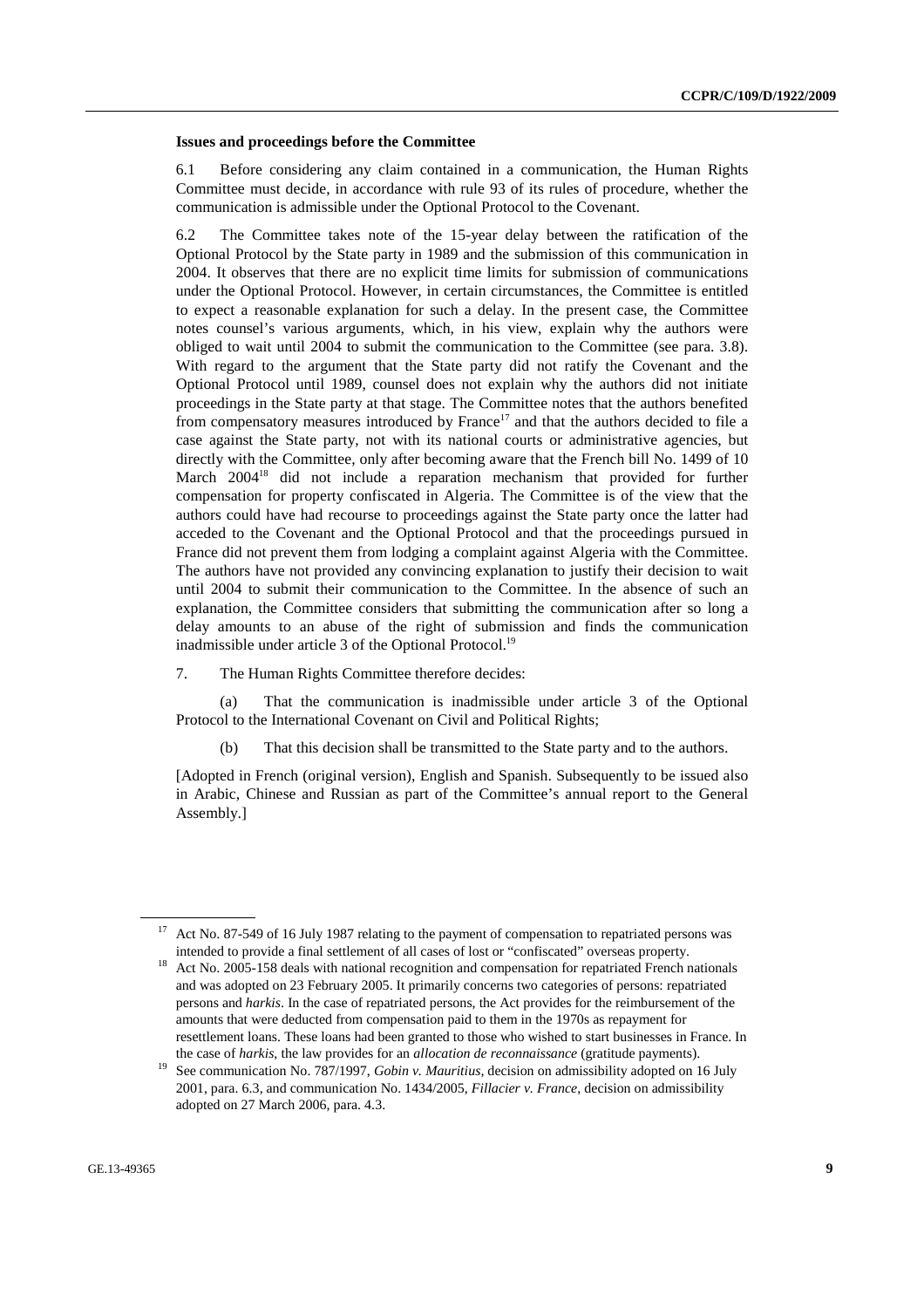### Issues and proceedings before the Committee

6.1 Before considering any claim contained in a communication, the Human Rights Committee must decide, in accordance with rule 93 of its rules of procedure, whether the communication is admissible under the Optional Protocol to the Covenant.

6.2 The Committee takes note of the 15-year delay between the ratification of the Optional Protocol by the State party in 1989 and the submission of this communication in 2004. It observes that there are no explicit time limits for submission of communications under the Optional Protocol. However, in certain circumstances, the Committee is entitled to expect a reasonable explanation for such a delay. In the present case, the Committee notes counsel's various arguments, which, in his view, explain why the authors were obliged to wait until 2004 to submit the communication to the Committee (see para. 3.8). With regard to the argument that the State party did not ratify the Covenant and the Optional Protocol until 1989, counsel does not explain why the authors did not initiate proceedings in the State party at that stage. The Committee notes that the authors benefited from compensatory measures introduced by France[17] and that the authors decided to file a case against the State party, not with its national courts or administrative agencies, but directly with the Committee, only after becoming aware that the French bill No. 1499 of 10 March 2004[18] did not include a reparation mechanism that provided for further compensation for property confiscated in Algeria. The Committee is of the view that the authors could have had recourse to proceedings against the State party once the latter had acceded to the Covenant and the Optional Protocol and that the proceedings pursued in France did not prevent them from lodging a complaint against Algeria with the Committee. The authors have not provided any convincing explanation to justify their decision to wait until 2004 to submit their communication to the Committee. In the absence of such an explanation, the Committee considers that submitting the communication after so long a delay amounts to an abuse of the right of submission and finds the communication inadmissible under article 3 of the Optional Protocol.[19]

7. The Human Rights Committee therefore decides:

(a) That the communication is inadmissible under article 3 of the Optional Protocol to the International Covenant on Civil and Political Rights;

(b) That this decision shall be transmitted to the State party and to the authors.

[Adopted in French (original version), English and Spanish. Subsequently to be issued also in Arabic, Chinese and Russian as part of the Committee's annual report to the General Assembly.]

---

[17] Act No. 87-549 of 16 July 1987 relating to the payment of compensation to repatriated persons was intended to provide a final settlement of all cases of lost or "confiscated" overseas property.

[18] Act No. 2005-158 deals with national recognition and compensation for repatriated French nationals and was adopted on 23 February 2005. It primarily concerns two categories of persons: repatriated persons and *harkis*. In the case of repatriated persons, the Act provides for the reimbursement of the amounts that were deducted from compensation paid to them in the 1970s as repayment for resettlement loans. These loans had been granted to those who wished to start businesses in France. In the case of *harkis*, the law provides for an *allocation de reconnaissance* (gratitude payments).

[19] See communication No. 787/1997, *Gobin v. Mauritius*, decision on admissibility adopted on 16 July 2001, para. 6.3, and communication No. 1434/2005, *Fillacier v. France*, decision on admissibility adopted on 27 March 2006, para. 4.3.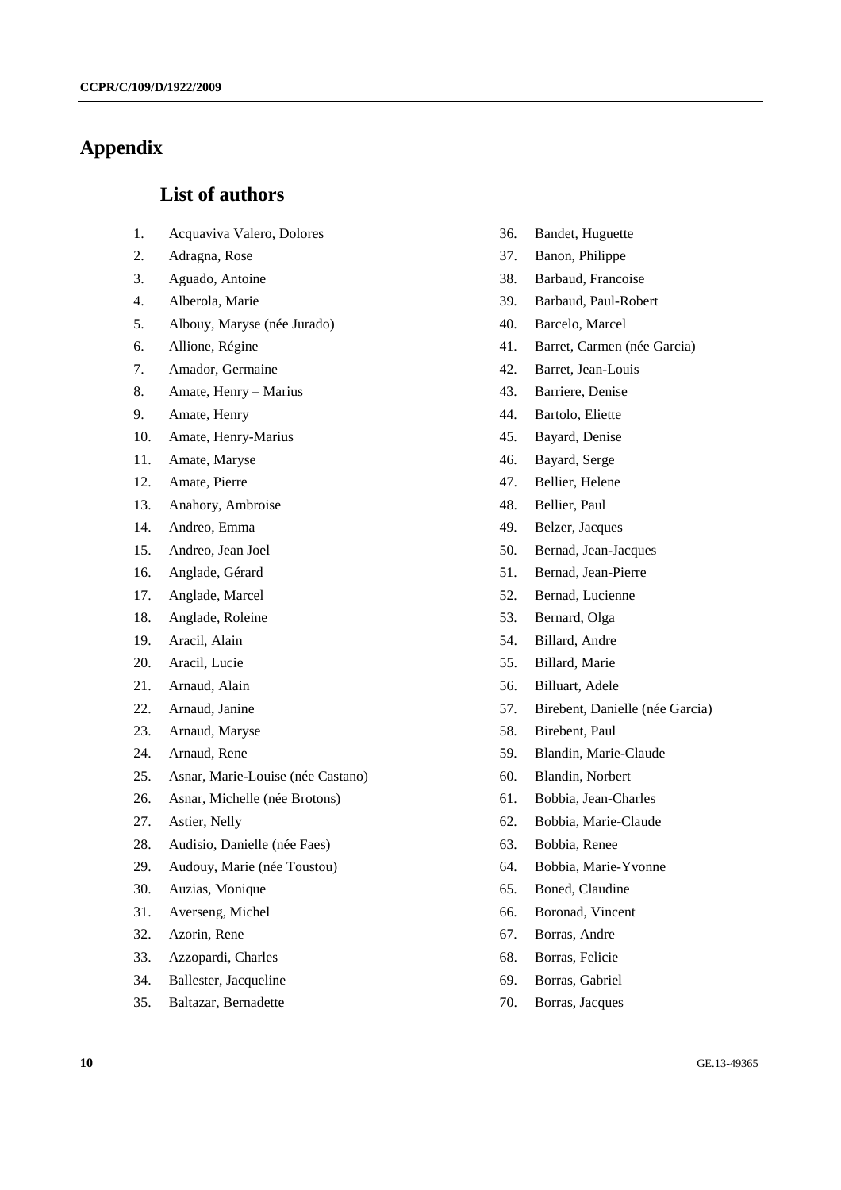## Appendix

### List of authors

1. Acquaviva Valero, Dolores
2. Adragna, Rose
3. Aguado, Antoine
4. Alberola, Marie
5. Albouy, Maryse (née Jurado)
6. Allione, Régine
7. Amador, Germaine
8. Amate, Henry – Marius
9. Amate, Henry
10. Amate, Henry-Marius
11. Amate, Maryse
12. Amate, Pierre
13. Anahory, Ambroise
14. Andreo, Emma
15. Andreo, Jean Joel
16. Anglade, Gérard
17. Anglade, Marcel
18. Anglade, Roleine
19. Aracil, Alain
20. Aracil, Lucie
21. Arnaud, Alain
22. Arnaud, Janine
23. Arnaud, Maryse
24. Arnaud, Rene
25. Asnar, Marie-Louise (née Castano)
26. Asnar, Michelle (née Brotons)
27. Astier, Nelly
28. Audisio, Danielle (née Faes)
29. Audouy, Marie (née Toustou)
30. Auzias, Monique
31. Averseng, Michel
32. Azorin, Rene
33. Azzopardi, Charles
34. Ballester, Jacqueline
35. Baltazar, Bernadette
36. Bandet, Huguette
37. Banon, Philippe
38. Barbaud, Francoise
39. Barbaud, Paul-Robert
40. Barcelo, Marcel
41. Barret, Carmen (née Garcia)
42. Barret, Jean-Louis
43. Barriere, Denise
44. Bartolo, Eliette
45. Bayard, Denise
46. Bayard, Serge
47. Bellier, Helene
48. Bellier, Paul
49. Belzer, Jacques
50. Bernad, Jean-Jacques
51. Bernad, Jean-Pierre
52. Bernad, Lucienne
53. Bernard, Olga
54. Billard, Andre
55. Billard, Marie
56. Billuart, Adele
57. Birebent, Danielle (née Garcia)
58. Birebent, Paul
59. Blandin, Marie-Claude
60. Blandin, Norbert
61. Bobbia, Jean-Charles
62. Bobbia, Marie-Claude
63. Bobbia, Renee
64. Bobbia, Marie-Yvonne
65. Boned, Claudine
66. Boronad, Vincent
67. Borras, Andre
68. Borras, Felicie
69. Borras, Gabriel
70. Borras, Jacques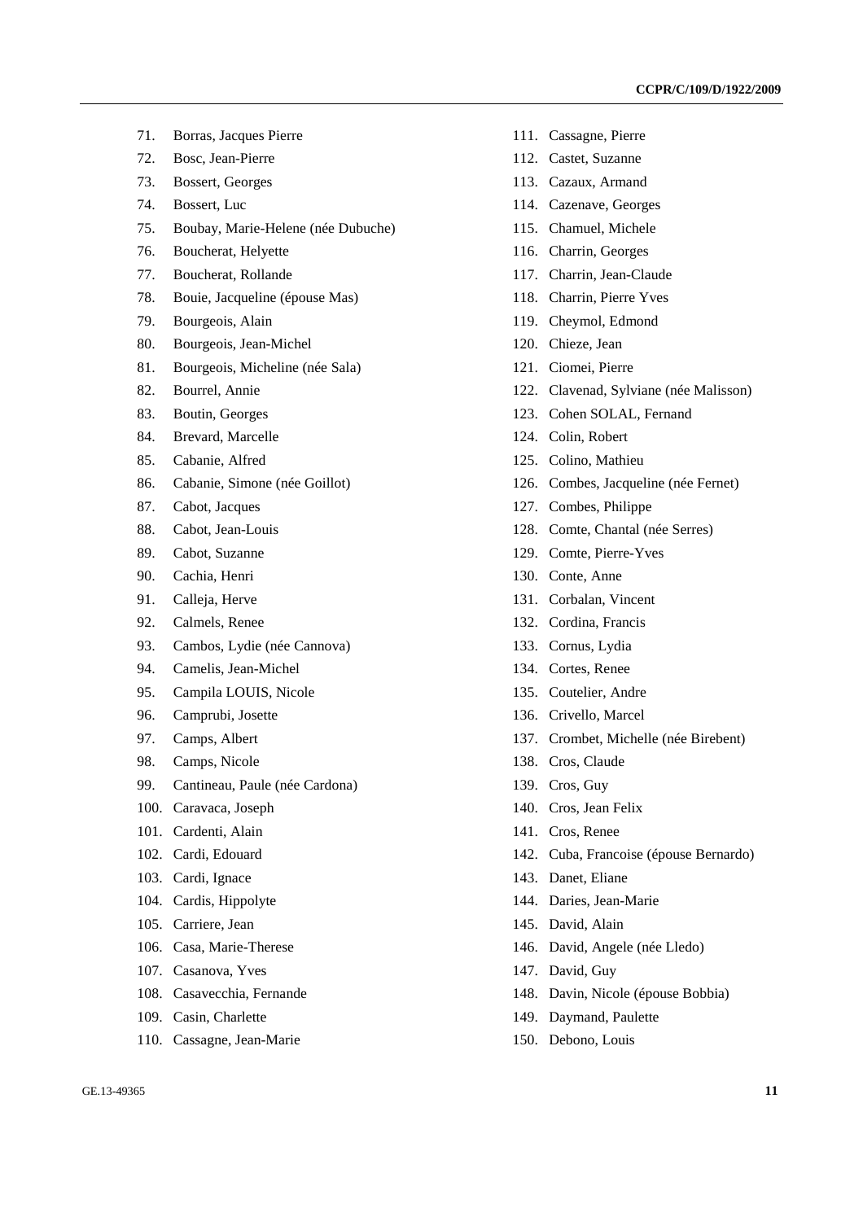71. Borras, Jacques Pierre
72. Bosc, Jean-Pierre
73. Bossert, Georges
74. Bossert, Luc
75. Boubay, Marie-Helene (née Dubuche)
76. Boucherat, Helyette
77. Boucherat, Rollande
78. Bouie, Jacqueline (épouse Mas)
79. Bourgeois, Alain
80. Bourgeois, Jean-Michel
81. Bourgeois, Micheline (née Sala)
82. Bourrel, Annie
83. Boutin, Georges
84. Brevard, Marcelle
85. Cabanie, Alfred
86. Cabanie, Simone (née Goillot)
87. Cabot, Jacques
88. Cabot, Jean-Louis
89. Cabot, Suzanne
90. Cachia, Henri
91. Calleja, Herve
92. Calmels, Renee
93. Cambos, Lydie (née Cannova)
94. Camelis, Jean-Michel
95. Campila LOUIS, Nicole
96. Camprubi, Josette
97. Camps, Albert
98. Camps, Nicole
99. Cantineau, Paule (née Cardona)
100. Caravaca, Joseph
101. Cardenti, Alain
102. Cardi, Edouard
103. Cardi, Ignace
104. Cardis, Hippolyte
105. Carriere, Jean
106. Casa, Marie-Therese
107. Casanova, Yves
108. Casavecchia, Fernande
109. Casin, Charlette
110. Cassagne, Jean-Marie
111. Cassagne, Pierre
112. Castet, Suzanne
113. Cazaux, Armand
114. Cazenave, Georges
115. Chamuel, Michele
116. Charrin, Georges
117. Charrin, Jean-Claude
118. Charrin, Pierre Yves
119. Cheymol, Edmond
120. Chieze, Jean
121. Ciomei, Pierre
122. Clavenad, Sylviane (née Malisson)
123. Cohen SOLAL, Fernand
124. Colin, Robert
125. Colino, Mathieu
126. Combes, Jacqueline (née Fernet)
127. Combes, Philippe
128. Comte, Chantal (née Serres)
129. Comte, Pierre-Yves
130. Conte, Anne
131. Corbalan, Vincent
132. Cordina, Francis
133. Cornus, Lydia
134. Cortes, Renee
135. Coutelier, Andre
136. Crivello, Marcel
137. Crombet, Michelle (née Birebent)
138. Cros, Claude
139. Cros, Guy
140. Cros, Jean Felix
141. Cros, Renee
142. Cuba, Francoise (épouse Bernardo)
143. Danet, Eliane
144. Daries, Jean-Marie
145. David, Alain
146. David, Angele (née Lledo)
147. David, Guy
148. Davin, Nicole (épouse Bobbia)
149. Daymand, Paulette
150. Debono, Louis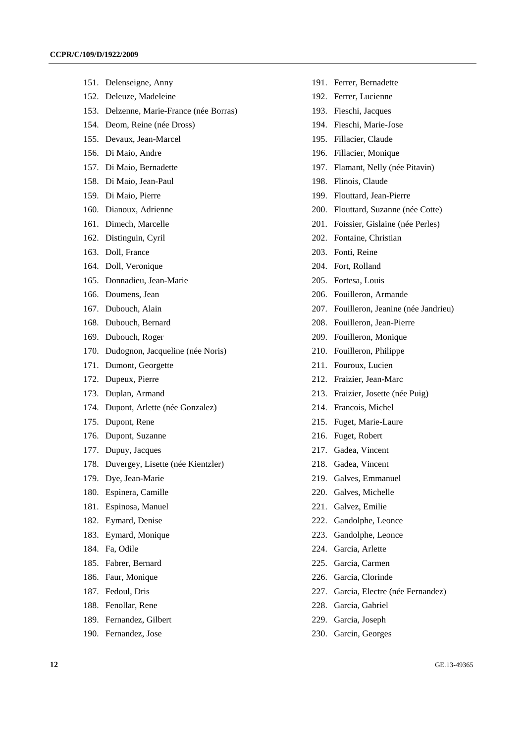151. Delenseigne, Anny
152. Deleuze, Madeleine
153. Delzenne, Marie-France (née Borras)
154. Deom, Reine (née Dross)
155. Devaux, Jean-Marcel
156. Di Maio, Andre
157. Di Maio, Bernadette
158. Di Maio, Jean-Paul
159. Di Maio, Pierre
160. Dianoux, Adrienne
161. Dimech, Marcelle
162. Distinguin, Cyril
163. Doll, France
164. Doll, Veronique
165. Donnadieu, Jean-Marie
166. Doumens, Jean
167. Dubouch, Alain
168. Dubouch, Bernard
169. Dubouch, Roger
170. Dudognon, Jacqueline (née Noris)
171. Dumont, Georgette
172. Dupeux, Pierre
173. Duplan, Armand
174. Dupont, Arlette (née Gonzalez)
175. Dupont, Rene
176. Dupont, Suzanne
177. Dupuy, Jacques
178. Duvergey, Lisette (née Kientzler)
179. Dye, Jean-Marie
180. Espinera, Camille
181. Espinosa, Manuel
182. Eymard, Denise
183. Eymard, Monique
184. Fa, Odile
185. Fabrer, Bernard
186. Faur, Monique
187. Fedoul, Dris
188. Fenollar, Rene
189. Fernandez, Gilbert
190. Fernandez, Jose
191. Ferrer, Bernadette
192. Ferrer, Lucienne
193. Fieschi, Jacques
194. Fieschi, Marie-Jose
195. Fillacier, Claude
196. Fillacier, Monique
197. Flamant, Nelly (née Pitavin)
198. Flinois, Claude
199. Flouttard, Jean-Pierre
200. Flouttard, Suzanne (née Cotte)
201. Foissier, Gislaine (née Perles)
202. Fontaine, Christian
203. Fonti, Reine
204. Fort, Rolland
205. Fortesa, Louis
206. Fouilleron, Armande
207. Fouilleron, Jeanine (née Jandrieu)
208. Fouilleron, Jean-Pierre
209. Fouilleron, Monique
210. Fouilleron, Philippe
211. Fouroux, Lucien
212. Fraizier, Jean-Marc
213. Fraizier, Josette (née Puig)
214. Francois, Michel
215. Fuget, Marie-Laure
216. Fuget, Robert
217. Gadea, Vincent
218. Gadea, Vincent
219. Galves, Emmanuel
220. Galves, Michelle
221. Galvez, Emilie
222. Gandolphe, Leonce
223. Gandolphe, Leonce
224. Garcia, Arlette
225. Garcia, Carmen
226. Garcia, Clorinde
227. Garcia, Electre (née Fernandez)
228. Garcia, Gabriel
229. Garcia, Joseph
230. Garcin, Georges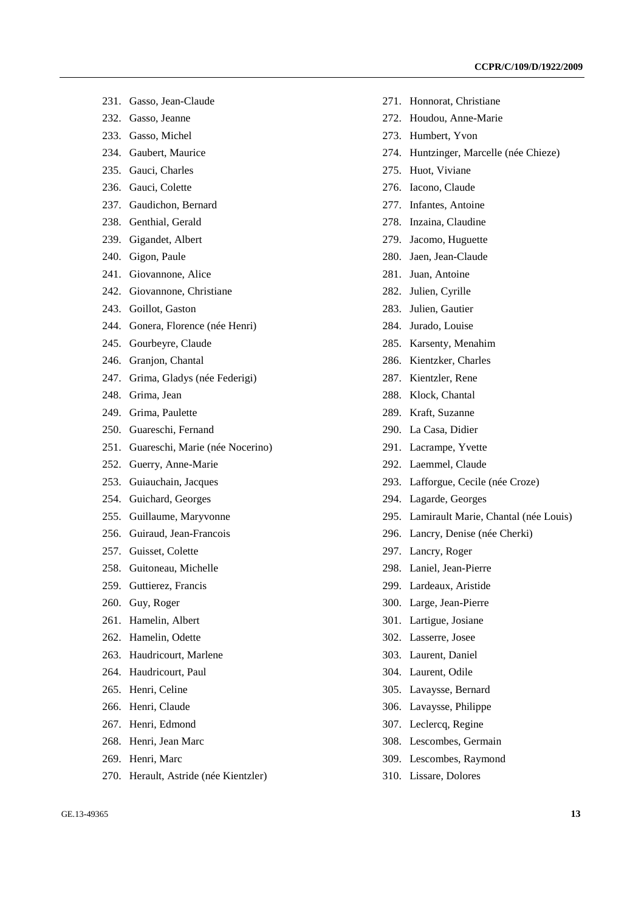231. Gasso, Jean-Claude
232. Gasso, Jeanne
233. Gasso, Michel
234. Gaubert, Maurice
235. Gauci, Charles
236. Gauci, Colette
237. Gaudichon, Bernard
238. Genthial, Gerald
239. Gigandet, Albert
240. Gigon, Paule
241. Giovannone, Alice
242. Giovannone, Christiane
243. Goillot, Gaston
244. Gonera, Florence (née Henri)
245. Gourbeyre, Claude
246. Granjon, Chantal
247. Grima, Gladys (née Federigi)
248. Grima, Jean
249. Grima, Paulette
250. Guareschi, Fernand
251. Guareschi, Marie (née Nocerino)
252. Guerry, Anne-Marie
253. Guiauchain, Jacques
254. Guichard, Georges
255. Guillaume, Maryvonne
256. Guiraud, Jean-Francois
257. Guisset, Colette
258. Guitoneau, Michelle
259. Guttierez, Francis
260. Guy, Roger
261. Hamelin, Albert
262. Hamelin, Odette
263. Haudricourt, Marlene
264. Haudricourt, Paul
265. Henri, Celine
266. Henri, Claude
267. Henri, Edmond
268. Henri, Jean Marc
269. Henri, Marc
270. Herault, Astride (née Kientzler)
271. Honnorat, Christiane
272. Houdou, Anne-Marie
273. Humbert, Yvon
274. Huntzinger, Marcelle (née Chieze)
275. Huot, Viviane
276. Iacono, Claude
277. Infantes, Antoine
278. Inzaina, Claudine
279. Jacomo, Huguette
280. Jaen, Jean-Claude
281. Juan, Antoine
282. Julien, Cyrille
283. Julien, Gautier
284. Jurado, Louise
285. Karsenty, Menahim
286. Kientzker, Charles
287. Kientzler, Rene
288. Klock, Chantal
289. Kraft, Suzanne
290. La Casa, Didier
291. Lacrampe, Yvette
292. Laemmel, Claude
293. Lafforgue, Cecile (née Croze)
294. Lagarde, Georges
295. Lamirault Marie, Chantal (née Louis)
296. Lancry, Denise (née Cherki)
297. Lancry, Roger
298. Laniel, Jean-Pierre
299. Lardeaux, Aristide
300. Large, Jean-Pierre
301. Lartigue, Josiane
302. Lasserre, Josee
303. Laurent, Daniel
304. Laurent, Odile
305. Lavaysse, Bernard
306. Lavaysse, Philippe
307. Leclercq, Regine
308. Lescombes, Germain
309. Lescombes, Raymond
310. Lissare, Dolores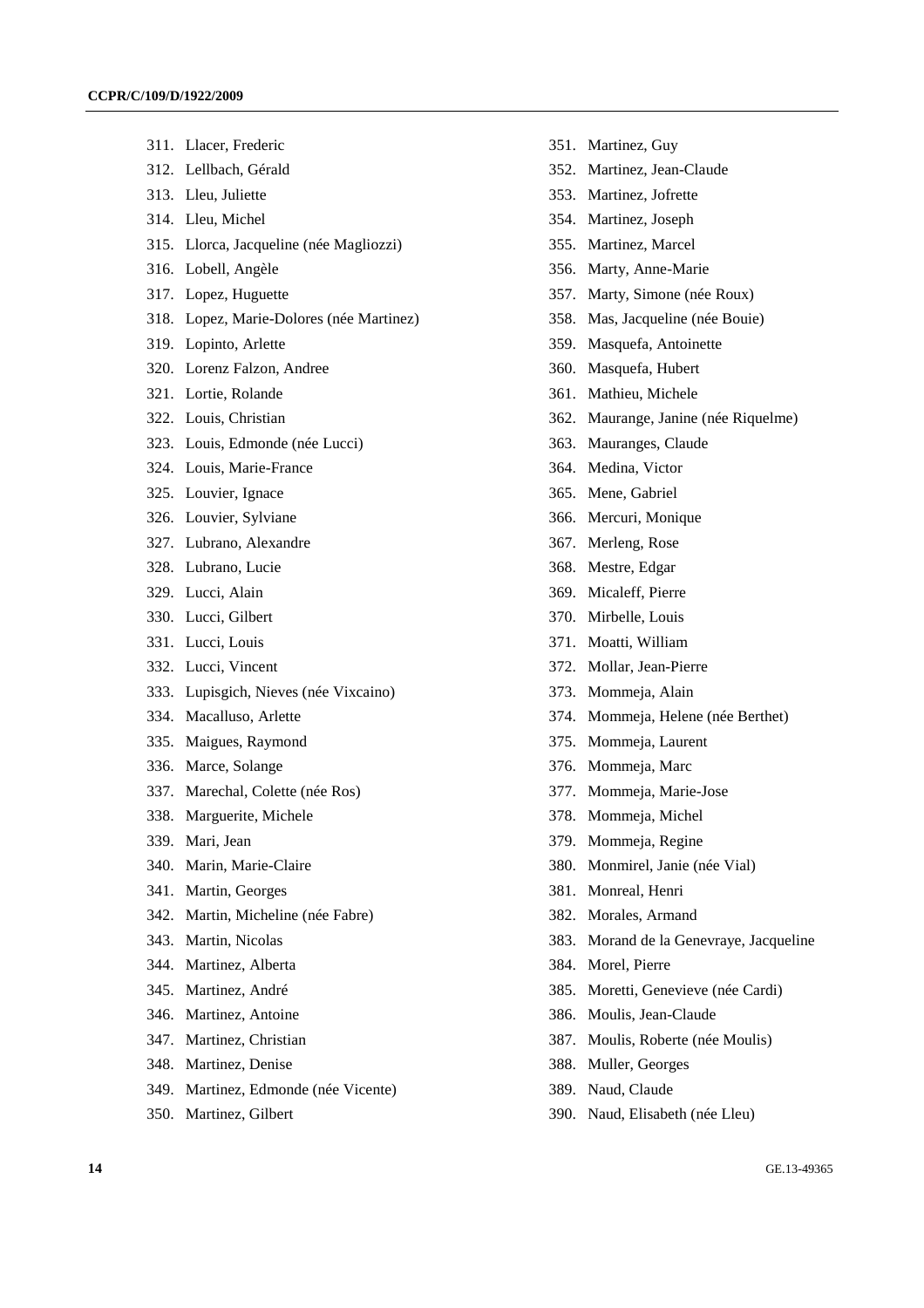311. Llacer, Frederic
312. Lellbach, Gérald
313. Lleu, Juliette
314. Lleu, Michel
315. Llorca, Jacqueline (née Magliozzi)
316. Lobell, Angèle
317. Lopez, Huguette
318. Lopez, Marie-Dolores (née Martinez)
319. Lopinto, Arlette
320. Lorenz Falzon, Andree
321. Lortie, Rolande
322. Louis, Christian
323. Louis, Edmonde (née Lucci)
324. Louis, Marie-France
325. Louvier, Ignace
326. Louvier, Sylviane
327. Lubrano, Alexandre
328. Lubrano, Lucie
329. Lucci, Alain
330. Lucci, Gilbert
331. Lucci, Louis
332. Lucci, Vincent
333. Lupisgich, Nieves (née Vixcaino)
334. Macalluso, Arlette
335. Maigues, Raymond
336. Marce, Solange
337. Marechal, Colette (née Ros)
338. Marguerite, Michele
339. Mari, Jean
340. Marin, Marie-Claire
341. Martin, Georges
342. Martin, Micheline (née Fabre)
343. Martin, Nicolas
344. Martinez, Alberta
345. Martinez, André
346. Martinez, Antoine
347. Martinez, Christian
348. Martinez, Denise
349. Martinez, Edmonde (née Vicente)
350. Martinez, Gilbert
351. Martinez, Guy
352. Martinez, Jean-Claude
353. Martinez, Jofrette
354. Martinez, Joseph
355. Martinez, Marcel
356. Marty, Anne-Marie
357. Marty, Simone (née Roux)
358. Mas, Jacqueline (née Bouie)
359. Masquefa, Antoinette
360. Masquefa, Hubert
361. Mathieu, Michele
362. Maurange, Janine (née Riquelme)
363. Mauranges, Claude
364. Medina, Victor
365. Mene, Gabriel
366. Mercuri, Monique
367. Merleng, Rose
368. Mestre, Edgar
369. Micaleff, Pierre
370. Mirbelle, Louis
371. Moatti, William
372. Mollar, Jean-Pierre
373. Mommeja, Alain
374. Mommeja, Helene (née Berthet)
375. Mommeja, Laurent
376. Mommeja, Marc
377. Mommeja, Marie-Jose
378. Mommeja, Michel
379. Mommeja, Regine
380. Monmirel, Janie (née Vial)
381. Monreal, Henri
382. Morales, Armand
383. Morand de la Genevraye, Jacqueline
384. Morel, Pierre
385. Moretti, Genevieve (née Cardi)
386. Moulis, Jean-Claude
387. Moulis, Roberte (née Moulis)
388. Muller, Georges
389. Naud, Claude
390. Naud, Elisabeth (née Lleu)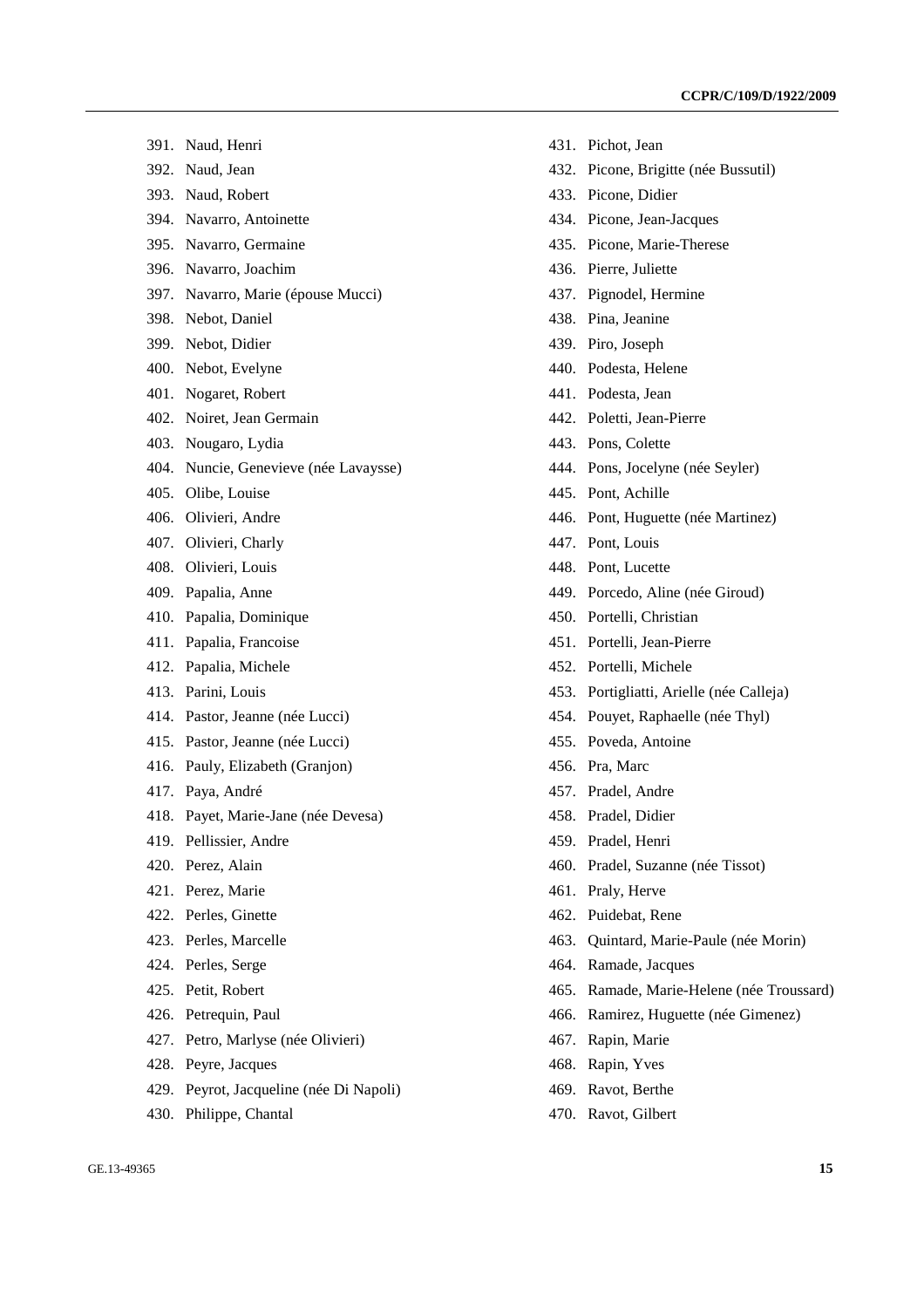391. Naud, Henri
392. Naud, Jean
393. Naud, Robert
394. Navarro, Antoinette
395. Navarro, Germaine
396. Navarro, Joachim
397. Navarro, Marie (épouse Mucci)
398. Nebot, Daniel
399. Nebot, Didier
400. Nebot, Evelyne
401. Nogaret, Robert
402. Noiret, Jean Germain
403. Nougaro, Lydia
404. Nuncie, Genevieve (née Lavaysse)
405. Olibe, Louise
406. Olivieri, Andre
407. Olivieri, Charly
408. Olivieri, Louis
409. Papalia, Anne
410. Papalia, Dominique
411. Papalia, Francoise
412. Papalia, Michele
413. Parini, Louis
414. Pastor, Jeanne (née Lucci)
415. Pastor, Jeanne (née Lucci)
416. Pauly, Elizabeth (Granjon)
417. Paya, André
418. Payet, Marie-Jane (née Devesa)
419. Pellissier, Andre
420. Perez, Alain
421. Perez, Marie
422. Perles, Ginette
423. Perles, Marcelle
424. Perles, Serge
425. Petit, Robert
426. Petrequin, Paul
427. Petro, Marlyse (née Olivieri)
428. Peyre, Jacques
429. Peyrot, Jacqueline (née Di Napoli)
430. Philippe, Chantal
431. Pichot, Jean
432. Picone, Brigitte (née Bussutil)
433. Picone, Didier
434. Picone, Jean-Jacques
435. Picone, Marie-Therese
436. Pierre, Juliette
437. Pignodel, Hermine
438. Pina, Jeanine
439. Piro, Joseph
440. Podesta, Helene
441. Podesta, Jean
442. Poletti, Jean-Pierre
443. Pons, Colette
444. Pons, Jocelyne (née Seyler)
445. Pont, Achille
446. Pont, Huguette (née Martinez)
447. Pont, Louis
448. Pont, Lucette
449. Porcedo, Aline (née Giroud)
450. Portelli, Christian
451. Portelli, Jean-Pierre
452. Portelli, Michele
453. Portigliatti, Arielle (née Calleja)
454. Pouyet, Raphaelle (née Thyl)
455. Poveda, Antoine
456. Pra, Marc
457. Pradel, Andre
458. Pradel, Didier
459. Pradel, Henri
460. Pradel, Suzanne (née Tissot)
461. Praly, Herve
462. Puidebat, Rene
463. Quintard, Marie-Paule (née Morin)
464. Ramade, Jacques
465. Ramade, Marie-Helene (née Troussard)
466. Ramirez, Huguette (née Gimenez)
467. Rapin, Marie
468. Rapin, Yves
469. Ravot, Berthe
470. Ravot, Gilbert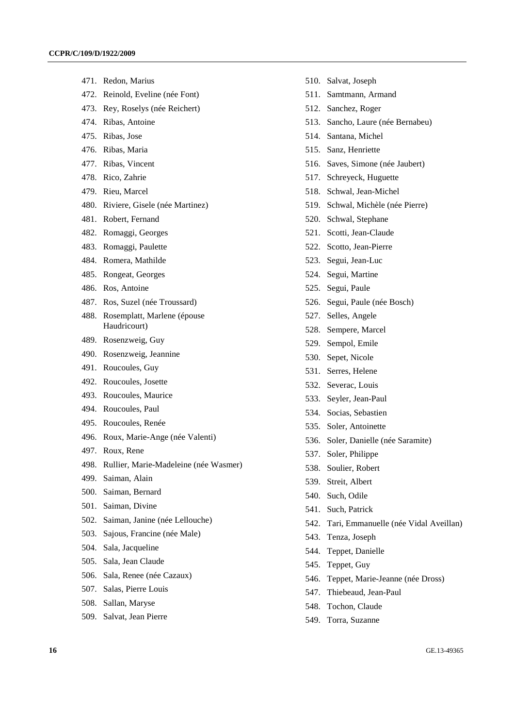471. Redon, Marius
472. Reinold, Eveline (née Font)
473. Rey, Roselys (née Reichert)
474. Ribas, Antoine
475. Ribas, Jose
476. Ribas, Maria
477. Ribas, Vincent
478. Rico, Zahrie
479. Rieu, Marcel
480. Riviere, Gisele (née Martinez)
481. Robert, Fernand
482. Romaggi, Georges
483. Romaggi, Paulette
484. Romera, Mathilde
485. Rongeat, Georges
486. Ros, Antoine
487. Ros, Suzel (née Troussard)
488. Rosemplatt, Marlene (épouse Haudricourt)
489. Rosenzweig, Guy
490. Rosenzweig, Jeannine
491. Roucoules, Guy
492. Roucoules, Josette
493. Roucoules, Maurice
494. Roucoules, Paul
495. Roucoules, Renée
496. Roux, Marie-Ange (née Valenti)
497. Roux, Rene
498. Rullier, Marie-Madeleine (née Wasmer)
499. Saiman, Alain
500. Saiman, Bernard
501. Saiman, Divine
502. Saiman, Janine (née Lellouche)
503. Sajous, Francine (née Male)
504. Sala, Jacqueline
505. Sala, Jean Claude
506. Sala, Renee (née Cazaux)
507. Salas, Pierre Louis
508. Sallan, Maryse
509. Salvat, Jean Pierre
510. Salvat, Joseph
511. Samtmann, Armand
512. Sanchez, Roger
513. Sancho, Laure (née Bernabeu)
514. Santana, Michel
515. Sanz, Henriette
516. Saves, Simone (née Jaubert)
517. Schreyeck, Huguette
518. Schwal, Jean-Michel
519. Schwal, Michèle (née Pierre)
520. Schwal, Stephane
521. Scotti, Jean-Claude
522. Scotto, Jean-Pierre
523. Segui, Jean-Luc
524. Segui, Martine
525. Segui, Paule
526. Segui, Paule (née Bosch)
527. Selles, Angele
528. Sempere, Marcel
529. Sempol, Emile
530. Sepet, Nicole
531. Serres, Helene
532. Severac, Louis
533. Seyler, Jean-Paul
534. Socias, Sebastien
535. Soler, Antoinette
536. Soler, Danielle (née Saramite)
537. Soler, Philippe
538. Soulier, Robert
539. Streit, Albert
540. Such, Odile
541. Such, Patrick
542. Tari, Emmanuelle (née Vidal Aveillan)
543. Tenza, Joseph
544. Teppet, Danielle
545. Teppet, Guy
546. Teppet, Marie-Jeanne (née Dross)
547. Thiebeaud, Jean-Paul
548. Tochon, Claude
549. Torra, Suzanne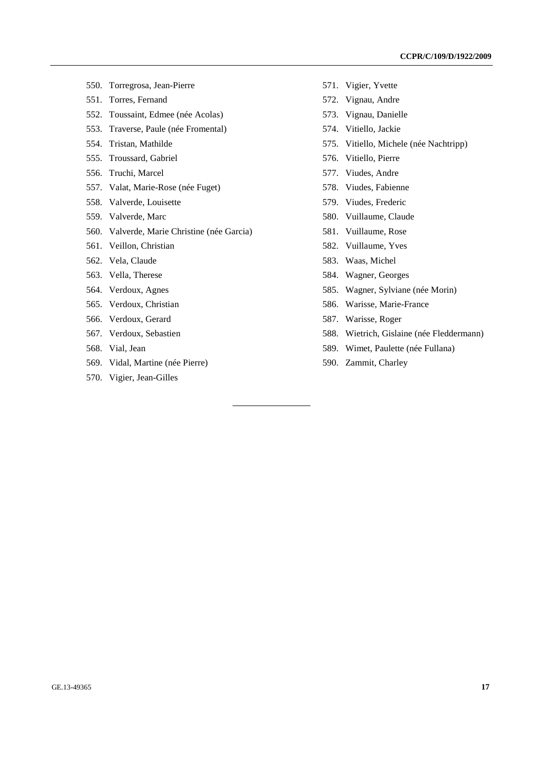550. Torregrosa, Jean-Pierre
551. Torres, Fernand
552. Toussaint, Edmee (née Acolas)
553. Traverse, Paule (née Fromental)
554. Tristan, Mathilde
555. Troussard, Gabriel
556. Truchi, Marcel
557. Valat, Marie-Rose (née Fuget)
558. Valverde, Louisette
559. Valverde, Marc
560. Valverde, Marie Christine (née Garcia)
561. Veillon, Christian
562. Vela, Claude
563. Vella, Therese
564. Verdoux, Agnes
565. Verdoux, Christian
566. Verdoux, Gerard
567. Verdoux, Sebastien
568. Vial, Jean
569. Vidal, Martine (née Pierre)
570. Vigier, Jean-Gilles
571. Vigier, Yvette
572. Vignau, Andre
573. Vignau, Danielle
574. Vitiello, Jackie
575. Vitiello, Michele (née Nachtripp)
576. Vitiello, Pierre
577. Viudes, Andre
578. Viudes, Fabienne
579. Viudes, Frederic
580. Vuillaume, Claude
581. Vuillaume, Rose
582. Vuillaume, Yves
583. Waas, Michel
584. Wagner, Georges
585. Wagner, Sylviane (née Morin)
586. Warisse, Marie-France
587. Warisse, Roger
588. Wietrich, Gislaine (née Fleddermann)
589. Wimet, Paulette (née Fullana)
590. Zammit, Charley